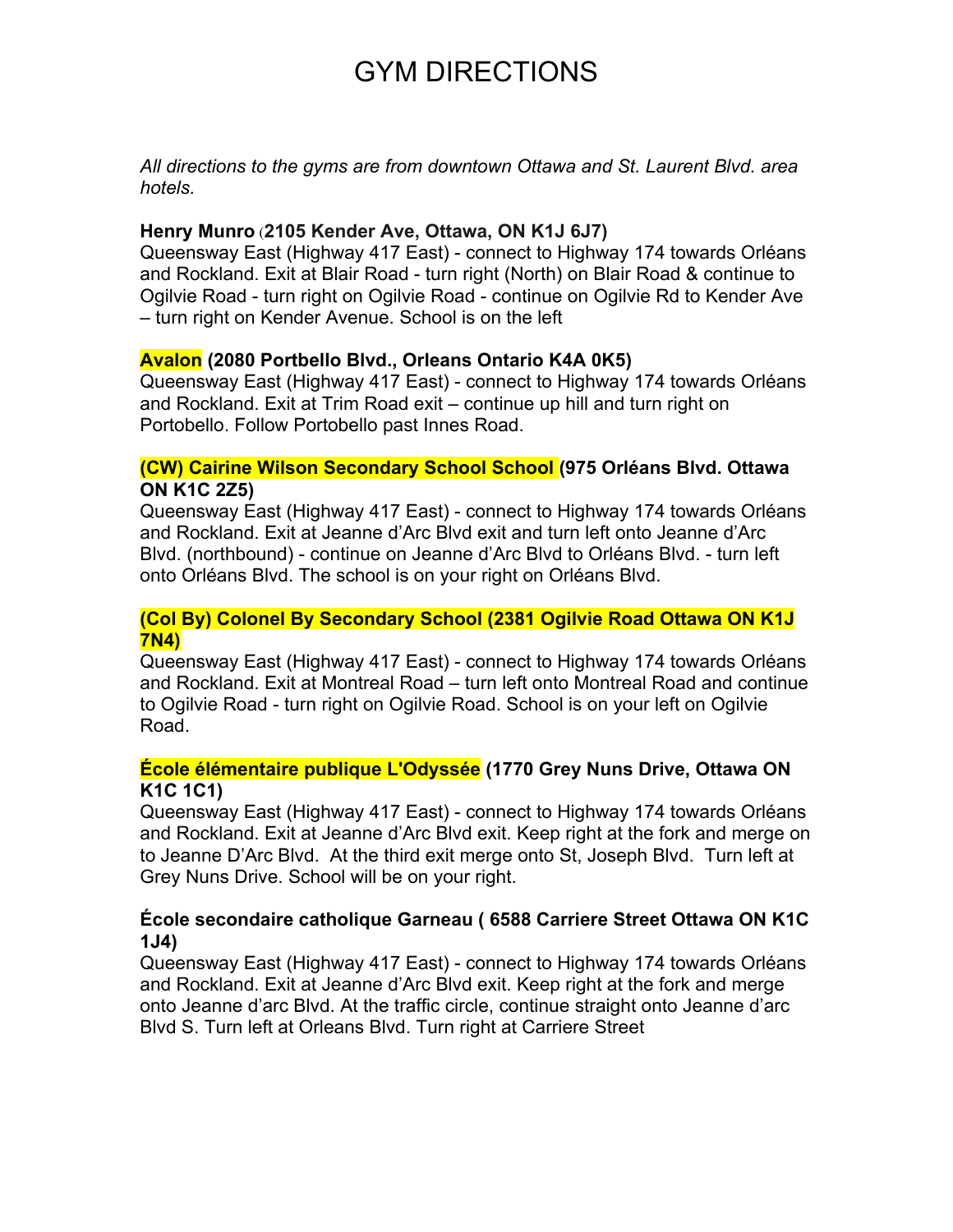# GYM DIRECTIONS

*All directions to the gyms are from downtown Ottawa and St. Laurent Blvd. area hotels.*

**Henry Munro (2105 Kender Ave, Ottawa, ON K1J 6J7)**
Queensway East (Highway 417 East) - connect to Highway 174 towards Orléans and Rockland. Exit at Blair Road - turn right (North) on Blair Road & continue to Ogilvie Road - turn right on Ogilvie Road - continue on Ogilvie Rd to Kender Ave – turn right on Kender Avenue. School is on the left

**Avalon (2080 Portbello Blvd., Orleans Ontario K4A 0K5)**
Queensway East (Highway 417 East) - connect to Highway 174 towards Orléans and Rockland. Exit at Trim Road exit – continue up hill and turn right on Portobello. Follow Portobello past Innes Road.

**(CW) Cairine Wilson Secondary School School (975 Orléans Blvd. Ottawa ON K1C 2Z5)**
Queensway East (Highway 417 East) - connect to Highway 174 towards Orléans and Rockland. Exit at Jeanne d'Arc Blvd exit and turn left onto Jeanne d'Arc Blvd. (northbound) - continue on Jeanne d'Arc Blvd to Orléans Blvd. - turn left onto Orléans Blvd. The school is on your right on Orléans Blvd.

**(Col By) Colonel By Secondary School (2381 Ogilvie Road Ottawa ON K1J 7N4)**
Queensway East (Highway 417 East) - connect to Highway 174 towards Orléans and Rockland. Exit at Montreal Road – turn left onto Montreal Road and continue to Ogilvie Road - turn right on Ogilvie Road. School is on your left on Ogilvie Road.

**École élémentaire publique L'Odyssée (1770 Grey Nuns Drive, Ottawa ON K1C 1C1)**
Queensway East (Highway 417 East) - connect to Highway 174 towards Orléans and Rockland. Exit at Jeanne d'Arc Blvd exit. Keep right at the fork and merge on to Jeanne D'Arc Blvd. At the third exit merge onto St, Joseph Blvd. Turn left at Grey Nuns Drive. School will be on your right.

**École secondaire catholique Garneau ( 6588 Carriere Street Ottawa ON K1C 1J4)**
Queensway East (Highway 417 East) - connect to Highway 174 towards Orléans and Rockland. Exit at Jeanne d'Arc Blvd exit. Keep right at the fork and merge onto Jeanne d'arc Blvd. At the traffic circle, continue straight onto Jeanne d'arc Blvd S. Turn left at Orleans Blvd. Turn right at Carriere Street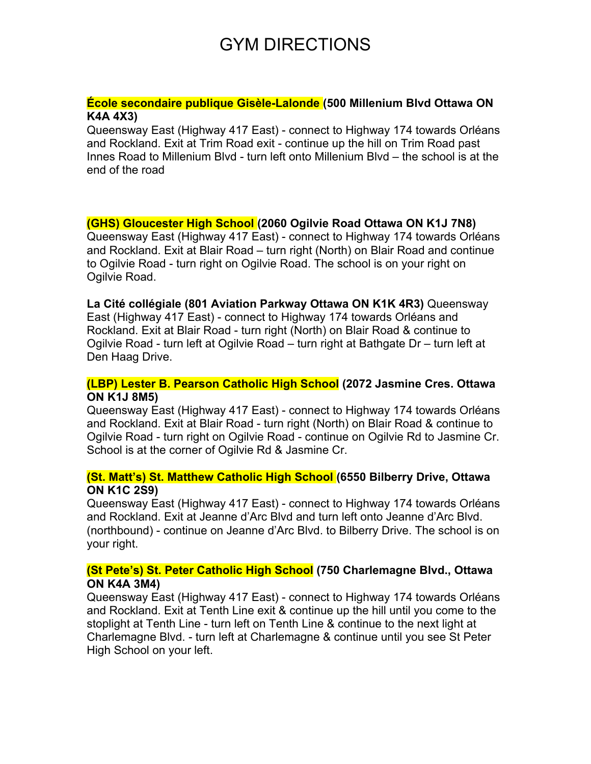# GYM DIRECTIONS

**École secondaire publique Gisèle-Lalonde (500 Millenium Blvd Ottawa ON K4A 4X3)**
Queensway East (Highway 417 East) - connect to Highway 174 towards Orléans and Rockland. Exit at Trim Road exit - continue up the hill on Trim Road past Innes Road to Millenium Blvd - turn left onto Millenium Blvd – the school is at the end of the road

**(GHS) Gloucester High School (2060 Ogilvie Road Ottawa ON K1J 7N8)**
Queensway East (Highway 417 East) - connect to Highway 174 towards Orléans and Rockland. Exit at Blair Road – turn right (North) on Blair Road and continue to Ogilvie Road - turn right on Ogilvie Road. The school is on your right on Ogilvie Road.

**La Cité collégiale (801 Aviation Parkway Ottawa ON K1K 4R3)** Queensway East (Highway 417 East) - connect to Highway 174 towards Orléans and Rockland. Exit at Blair Road - turn right (North) on Blair Road & continue to Ogilvie Road - turn left at Ogilvie Road – turn right at Bathgate Dr – turn left at Den Haag Drive.

**(LBP) Lester B. Pearson Catholic High School (2072 Jasmine Cres. Ottawa ON K1J 8M5)**
Queensway East (Highway 417 East) - connect to Highway 174 towards Orléans and Rockland. Exit at Blair Road - turn right (North) on Blair Road & continue to Ogilvie Road - turn right on Ogilvie Road - continue on Ogilvie Rd to Jasmine Cr. School is at the corner of Ogilvie Rd & Jasmine Cr.

**(St. Matt's) St. Matthew Catholic High School (6550 Bilberry Drive, Ottawa ON K1C 2S9)**
Queensway East (Highway 417 East) - connect to Highway 174 towards Orléans and Rockland. Exit at Jeanne d'Arc Blvd and turn left onto Jeanne d'Arc Blvd. (northbound) - continue on Jeanne d'Arc Blvd. to Bilberry Drive. The school is on your right.

**(St Pete's) St. Peter Catholic High School (750 Charlemagne Blvd., Ottawa ON K4A 3M4)**
Queensway East (Highway 417 East) - connect to Highway 174 towards Orléans and Rockland. Exit at Tenth Line exit & continue up the hill until you come to the stoplight at Tenth Line - turn left on Tenth Line & continue to the next light at Charlemagne Blvd. - turn left at Charlemagne & continue until you see St Peter High School on your left.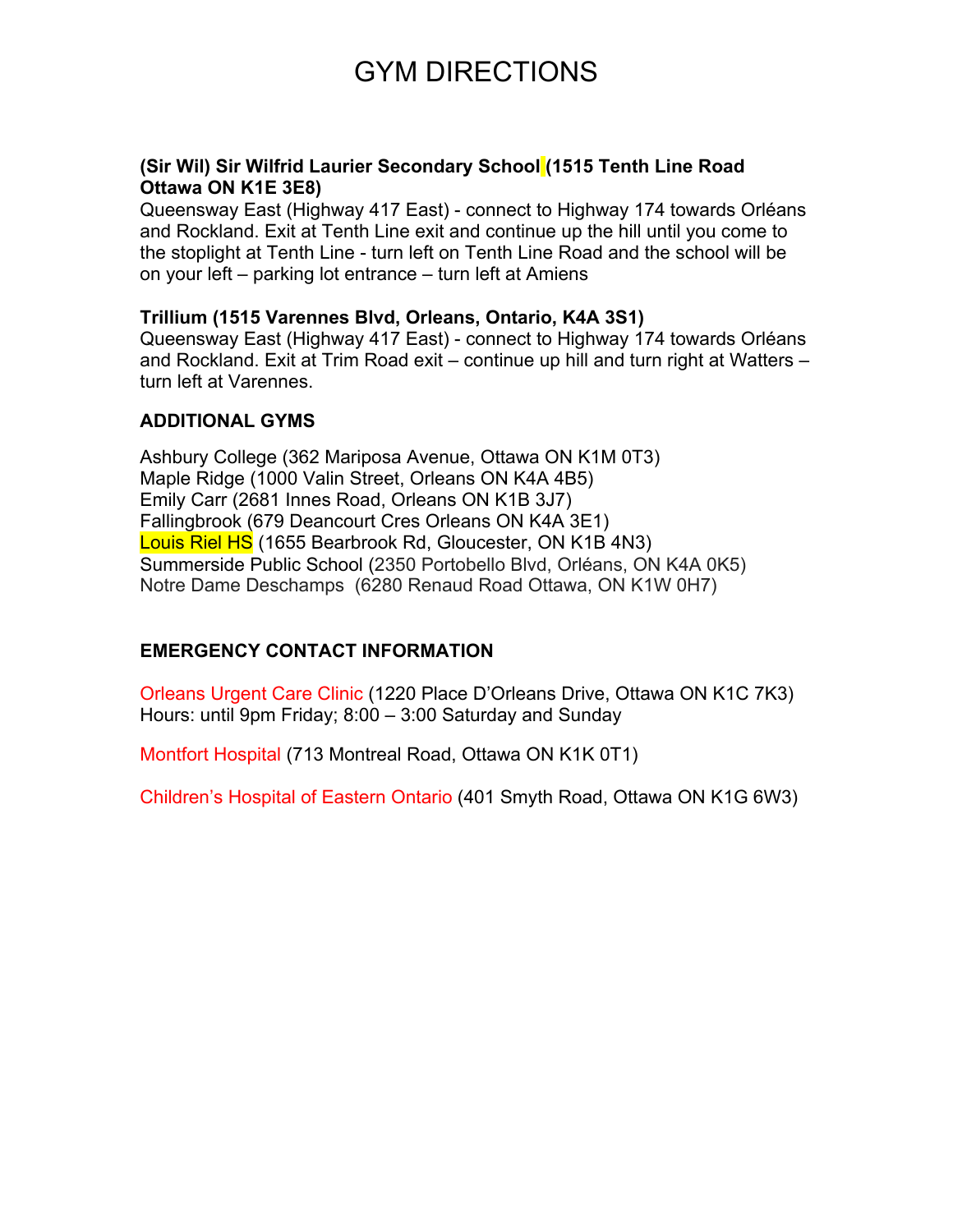# GYM DIRECTIONS

**(Sir Wil) Sir Wilfrid Laurier Secondary School (1515 Tenth Line Road Ottawa ON K1E 3E8)**
Queensway East (Highway 417 East) - connect to Highway 174 towards Orléans and Rockland. Exit at Tenth Line exit and continue up the hill until you come to the stoplight at Tenth Line - turn left on Tenth Line Road and the school will be on your left – parking lot entrance – turn left at Amiens

**Trillium (1515 Varennes Blvd, Orleans, Ontario, K4A 3S1)**
Queensway East (Highway 417 East) - connect to Highway 174 towards Orléans and Rockland. Exit at Trim Road exit – continue up hill and turn right at Watters – turn left at Varennes.

**ADDITIONAL GYMS**

Ashbury College (362 Mariposa Avenue, Ottawa ON K1M 0T3)
Maple Ridge (1000 Valin Street, Orleans ON K4A 4B5)
Emily Carr (2681 Innes Road, Orleans ON K1B 3J7)
Fallingbrook (679 Deancourt Cres Orleans ON K4A 3E1)
Louis Riel HS (1655 Bearbrook Rd, Gloucester, ON K1B 4N3)
Summerside Public School (2350 Portobello Blvd, Orléans, ON K4A 0K5)
Notre Dame Deschamps (6280 Renaud Road Ottawa, ON K1W 0H7)

**EMERGENCY CONTACT INFORMATION**

Orleans Urgent Care Clinic (1220 Place D'Orleans Drive, Ottawa ON K1C 7K3)
Hours: until 9pm Friday; 8:00 – 3:00 Saturday and Sunday

Montfort Hospital (713 Montreal Road, Ottawa ON K1K 0T1)

Children's Hospital of Eastern Ontario (401 Smyth Road, Ottawa ON K1G 6W3)